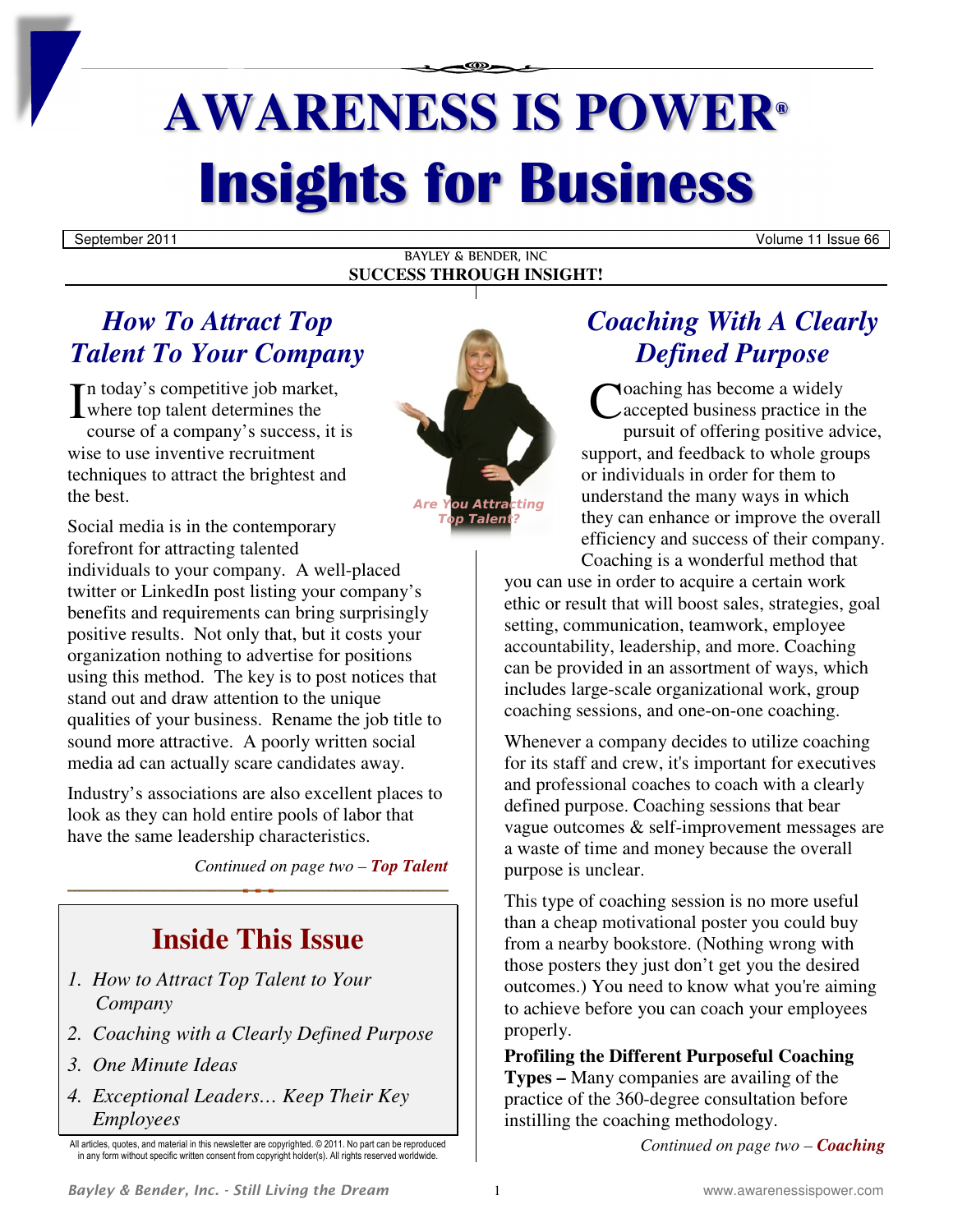# AWARENESS IS POWER®

# Insights for Business

September 2011 — Volume 11 Issue 66

BAYLEY & BENDER, INC

**SUCCESS THROUGH INSIGHT!**

## *How To Attract Top Talent To Your Company*

In today's competitive job market, where top talent determines the course of a company's success, it is wise to use inventive recruitment techniques to attract the brightest and the best.

Social media is in the contemporary forefront for attracting talented individuals to your company. A well-placed twitter or LinkedIn post listing your company's benefits and requirements can bring surprisingly positive results. Not only that, but it costs your organization nothing to advertise for positions using this method. The key is to post notices that stand out and draw attention to the unique qualities of your business. Rename the job title to sound more attractive. A poorly written social media ad can actually scare candidates away.

Industry's associations are also excellent places to look as they can hold entire pools of labor that have the same leadership characteristics.

*Continued on page two –* ***Top Talent***

*Are You Attracting Top Talent?*

## Inside This Issue

1. *How to Attract Top Talent to Your Company*
2. *Coaching with a Clearly Defined Purpose*
3. *One Minute Ideas*
4. *Exceptional Leaders… Keep Their Key Employees*

All articles, quotes, and material in this newsletter are copyrighted. © 2011. No part can be reproduced in any form without specific written consent from copyright holder(s). All rights reserved worldwide.

## *Coaching With A Clearly Defined Purpose*

Coaching has become a widely accepted business practice in the pursuit of offering positive advice, support, and feedback to whole groups or individuals in order for them to understand the many ways in which they can enhance or improve the overall efficiency and success of their company. Coaching is a wonderful method that you can use in order to acquire a certain work ethic or result that will boost sales, strategies, goal setting, communication, teamwork, employee accountability, leadership, and more. Coaching can be provided in an assortment of ways, which includes large-scale organizational work, group coaching sessions, and one-on-one coaching.

Whenever a company decides to utilize coaching for its staff and crew, it's important for executives and professional coaches to coach with a clearly defined purpose. Coaching sessions that bear vague outcomes & self-improvement messages are a waste of time and money because the overall purpose is unclear.

This type of coaching session is no more useful than a cheap motivational poster you could buy from a nearby bookstore. (Nothing wrong with those posters they just don't get you the desired outcomes.) You need to know what you're aiming to achieve before you can coach your employees properly.

**Profiling the Different Purposeful Coaching Types –** Many companies are availing of the practice of the 360-degree consultation before instilling the coaching methodology.

*Continued on page two –* ***Coaching***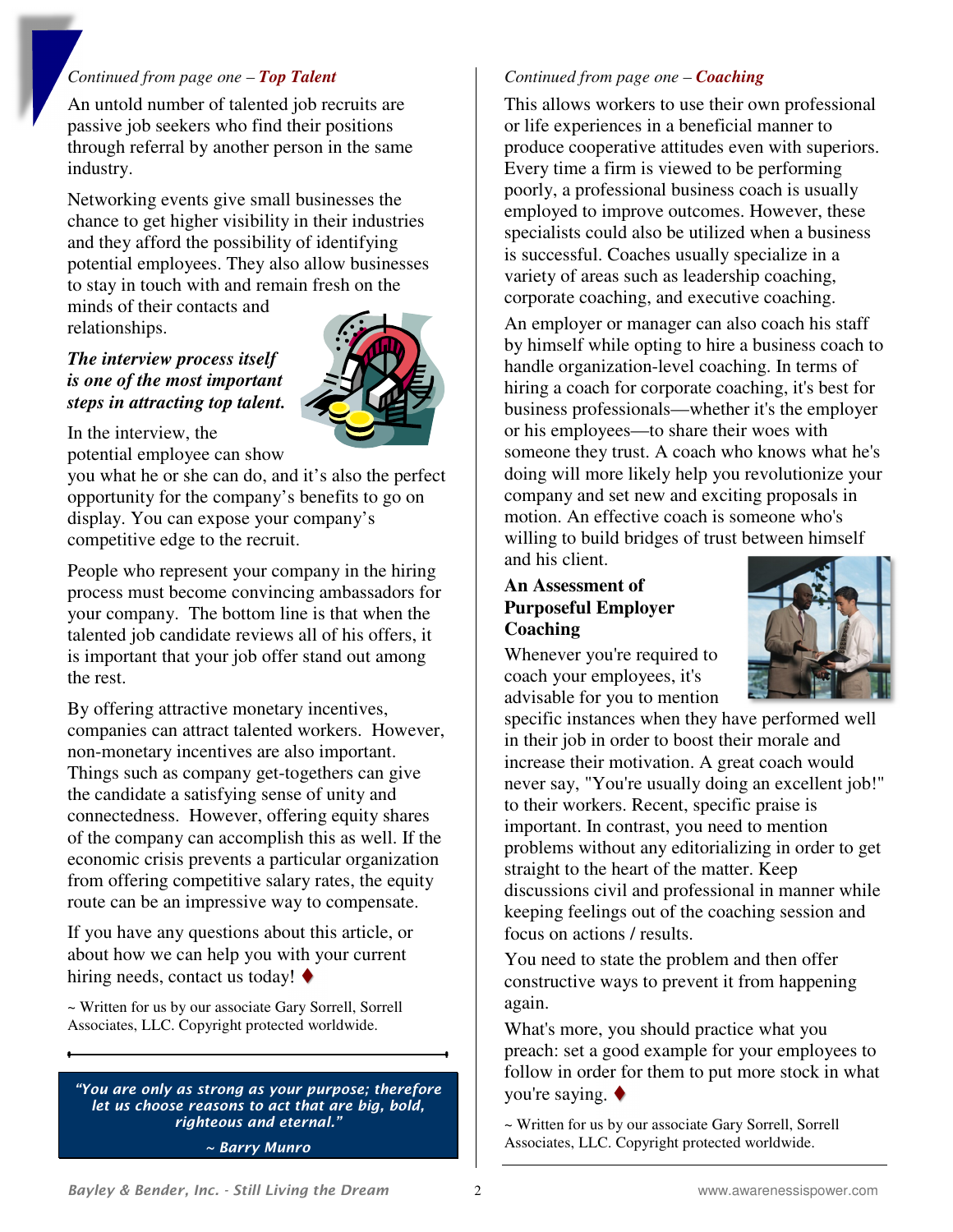*Continued from page one – **Top Talent***

An untold number of talented job recruits are passive job seekers who find their positions through referral by another person in the same industry.

Networking events give small businesses the chance to get higher visibility in their industries and they afford the possibility of identifying potential employees. They also allow businesses to stay in touch with and remain fresh on the minds of their contacts and relationships.

***The interview process itself is one of the most important steps in attracting top talent.***

In the interview, the potential employee can show you what he or she can do, and it's also the perfect opportunity for the company's benefits to go on display. You can expose your company's competitive edge to the recruit.

People who represent your company in the hiring process must become convincing ambassadors for your company. The bottom line is that when the talented job candidate reviews all of his offers, it is important that your job offer stand out among the rest.

By offering attractive monetary incentives, companies can attract talented workers. However, non-monetary incentives are also important. Things such as company get-togethers can give the candidate a satisfying sense of unity and connectedness. However, offering equity shares of the company can accomplish this as well. If the economic crisis prevents a particular organization from offering competitive salary rates, the equity route can be an impressive way to compensate.

If you have any questions about this article, or about how we can help you with your current hiring needs, contact us today! ♦

~ Written for us by our associate Gary Sorrell, Sorrell Associates, LLC. Copyright protected worldwide.

> ***"You are only as strong as your purpose; therefore let us choose reasons to act that are big, bold, righteous and eternal."***
>
> ***~ Barry Munro***

*Continued from page one – **Coaching***

This allows workers to use their own professional or life experiences in a beneficial manner to produce cooperative attitudes even with superiors. Every time a firm is viewed to be performing poorly, a professional business coach is usually employed to improve outcomes. However, these specialists could also be utilized when a business is successful. Coaches usually specialize in a variety of areas such as leadership coaching, corporate coaching, and executive coaching.

An employer or manager can also coach his staff by himself while opting to hire a business coach to handle organization-level coaching. In terms of hiring a coach for corporate coaching, it's best for business professionals—whether it's the employer or his employees—to share their woes with someone they trust. A coach who knows what he's doing will more likely help you revolutionize your company and set new and exciting proposals in motion. An effective coach is someone who's willing to build bridges of trust between himself and his client.

**An Assessment of Purposeful Employer Coaching**

Whenever you're required to coach your employees, it's advisable for you to mention specific instances when they have performed well in their job in order to boost their morale and increase their motivation. A great coach would never say, "You're usually doing an excellent job!" to their workers. Recent, specific praise is important. In contrast, you need to mention problems without any editorializing in order to get straight to the heart of the matter. Keep discussions civil and professional in manner while keeping feelings out of the coaching session and focus on actions / results.

You need to state the problem and then offer constructive ways to prevent it from happening again.

What's more, you should practice what you preach: set a good example for your employees to follow in order for them to put more stock in what you're saying. ♦

~ Written for us by our associate Gary Sorrell, Sorrell Associates, LLC. Copyright protected worldwide.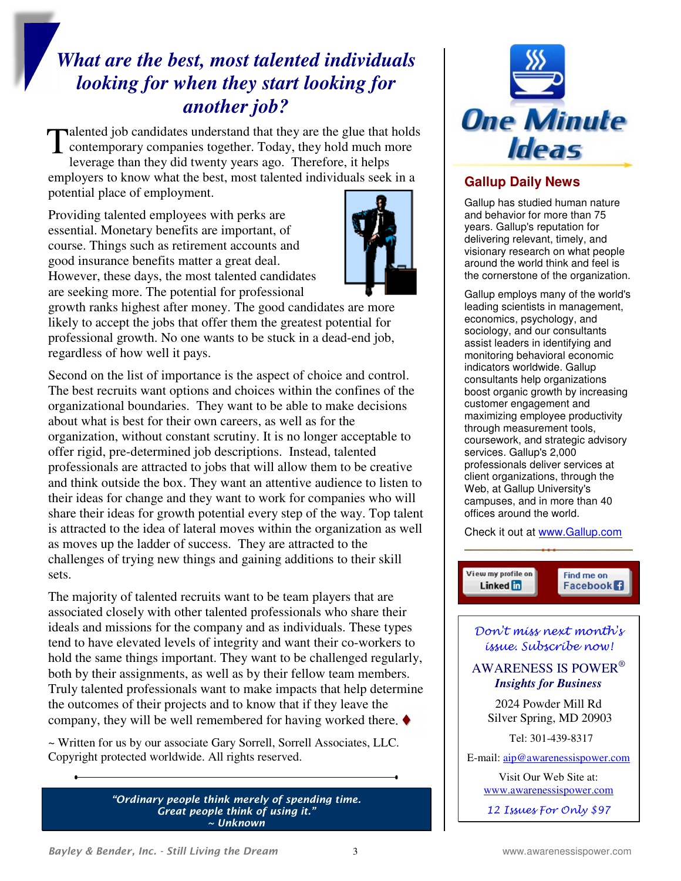# *What are the best, most talented individuals looking for when they start looking for another job?*

Talented job candidates understand that they are the glue that holds contemporary companies together. Today, they hold much more leverage than they did twenty years ago. Therefore, it helps employers to know what the best, most talented individuals seek in a potential place of employment.

Providing talented employees with perks are essential. Monetary benefits are important, of course. Things such as retirement accounts and good insurance benefits matter a great deal. However, these days, the most talented candidates are seeking more. The potential for professional growth ranks highest after money. The good candidates are more likely to accept the jobs that offer them the greatest potential for professional growth. No one wants to be stuck in a dead-end job, regardless of how well it pays.

Second on the list of importance is the aspect of choice and control. The best recruits want options and choices within the confines of the organizational boundaries. They want to be able to make decisions about what is best for their own careers, as well as for the organization, without constant scrutiny. It is no longer acceptable to offer rigid, pre-determined job descriptions. Instead, talented professionals are attracted to jobs that will allow them to be creative and think outside the box. They want an attentive audience to listen to their ideas for change and they want to work for companies who will share their ideas for growth potential every step of the way. Top talent is attracted to the idea of lateral moves within the organization as well as moves up the ladder of success. They are attracted to the challenges of trying new things and gaining additions to their skill sets.

The majority of talented recruits want to be team players that are associated closely with other talented professionals who share their ideals and missions for the company and as individuals. These types tend to have elevated levels of integrity and want their co-workers to hold the same things important. They want to be challenged regularly, both by their assignments, as well as by their fellow team members. Truly talented professionals want to make impacts that help determine the outcomes of their projects and to know that if they leave the company, they will be well remembered for having worked there. ♦

~ Written for us by our associate Gary Sorrell, Sorrell Associates, LLC. Copyright protected worldwide. All rights reserved.

> ***"Ordinary people think merely of spending time. Great people think of using it."***
> ***~ Unknown***

# One Minute Ideas

## Gallup Daily News

Gallup has studied human nature and behavior for more than 75 years. Gallup's reputation for delivering relevant, timely, and visionary research on what people around the world think and feel is the cornerstone of the organization.

Gallup employs many of the world's leading scientists in management, economics, psychology, and sociology, and our consultants assist leaders in identifying and monitoring behavioral economic indicators worldwide. Gallup consultants help organizations boost organic growth by increasing customer engagement and maximizing employee productivity through measurement tools, coursework, and strategic advisory services. Gallup's 2,000 professionals deliver services at client organizations, through the Web, at Gallup University's campuses, and in more than 40 offices around the world.

Check it out at www.Gallup.com

View my profile on LinkedIn | Find me on Facebook

*Don't miss next month's issue. Subscribe now!*

AWARENESS IS POWER®
***Insights for Business***

2024 Powder Mill Rd
Silver Spring, MD 20903

Tel: 301-439-8317

E-mail: aip@awarenessispower.com

Visit Our Web Site at:
www.awarenessispower.com

*12 Issues For Only $97*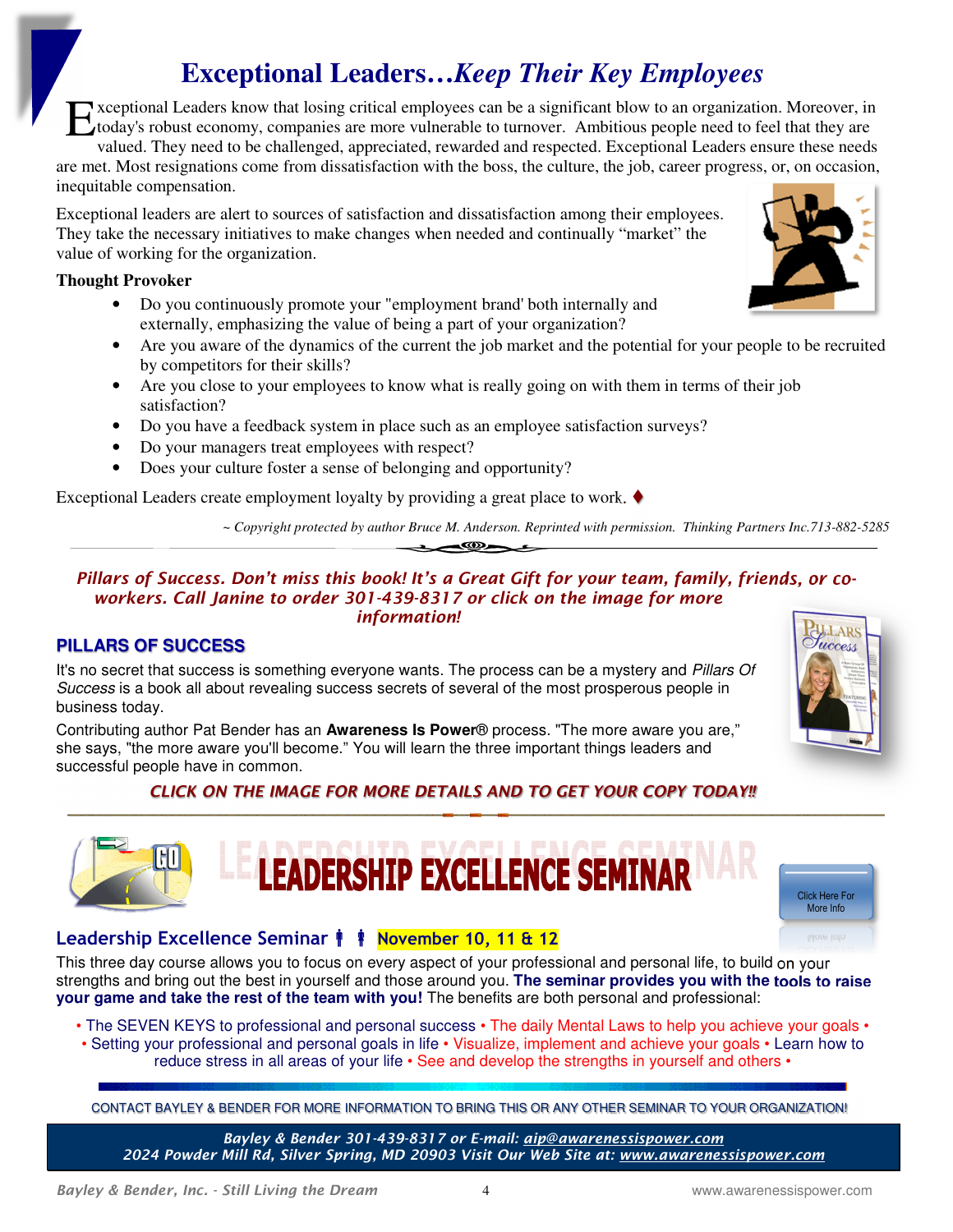# Exceptional Leaders…*Keep Their Key Employees*

Exceptional Leaders know that losing critical employees can be a significant blow to an organization. Moreover, in today's robust economy, companies are more vulnerable to turnover. Ambitious people need to feel that they are valued. They need to be challenged, appreciated, rewarded and respected. Exceptional Leaders ensure these needs are met. Most resignations come from dissatisfaction with the boss, the culture, the job, career progress, or, on occasion, inequitable compensation.

Exceptional leaders are alert to sources of satisfaction and dissatisfaction among their employees. They take the necessary initiatives to make changes when needed and continually "market" the value of working for the organization.

**Thought Provoker**

- Do you continuously promote your "employment brand' both internally and externally, emphasizing the value of being a part of your organization?
- Are you aware of the dynamics of the current the job market and the potential for your people to be recruited by competitors for their skills?
- Are you close to your employees to know what is really going on with them in terms of their job satisfaction?
- Do you have a feedback system in place such as an employee satisfaction surveys?
- Do your managers treat employees with respect?
- Does your culture foster a sense of belonging and opportunity?

Exceptional Leaders create employment loyalty by providing a great place to work. ♦

*~ Copyright protected by author Bruce M. Anderson. Reprinted with permission. Thinking Partners Inc.713-882-5285*

***Pillars of Success. Don't miss this book! It's a Great Gift for your team, family, friends, or co-workers. Call Janine to order 301-439-8317 or click on the image for more information!***

## PILLARS OF SUCCESS

It's no secret that success is something everyone wants. The process can be a mystery and *Pillars Of Success* is a book all about revealing success secrets of several of the most prosperous people in business today.

Contributing author Pat Bender has an **Awareness Is Power®** process. "The more aware you are," she says, "the more aware you'll become." You will learn the three important things leaders and successful people have in common.

***CLICK ON THE IMAGE FOR MORE DETAILS AND TO GET YOUR COPY TODAY!!***

# LEADERSHIP EXCELLENCE SEMINAR

Click Here For More Info

## Leadership Excellence Seminar November 10, 11 & 12

This three day course allows you to focus on every aspect of your professional and personal life, to build on your strengths and bring out the best in yourself and those around you. **The seminar provides you with the tools to raise your game and take the rest of the team with you!** The benefits are both personal and professional:

• The SEVEN KEYS to professional and personal success • The daily Mental Laws to help you achieve your goals • • Setting your professional and personal goals in life • Visualize, implement and achieve your goals • Learn how to reduce stress in all areas of your life • See and develop the strengths in yourself and others •

CONTACT BAYLEY & BENDER FOR MORE INFORMATION TO BRING THIS OR ANY OTHER SEMINAR TO YOUR ORGANIZATION!

*Bayley & Bender 301-439-8317 or E-mail: aip@awarenessispower.com*
*2024 Powder Mill Rd, Silver Spring, MD 20903 Visit Our Web Site at: www.awarenessispower.com*